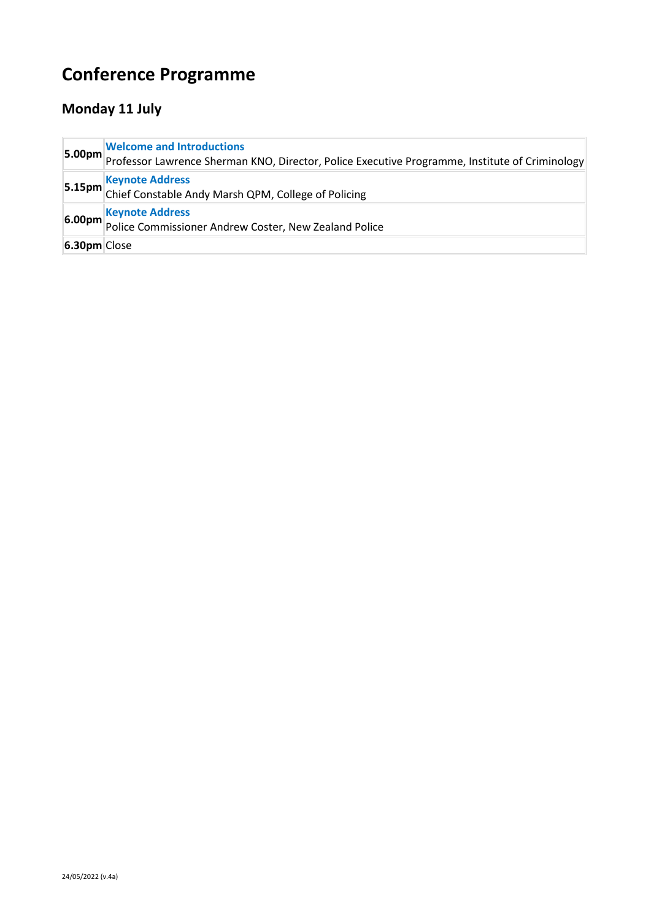# Conference Programme

## Monday 11 July

| | |
|---|---|
| **5.00pm** | **Welcome and Introductions**<br>Professor Lawrence Sherman KNO, Director, Police Executive Programme, Institute of Criminology |
| **5.15pm** | **Keynote Address**<br>Chief Constable Andy Marsh QPM, College of Policing |
| **6.00pm** | **Keynote Address**<br>Police Commissioner Andrew Coster, New Zealand Police |
| **6.30pm** | Close |

24/05/2022 (v.4a)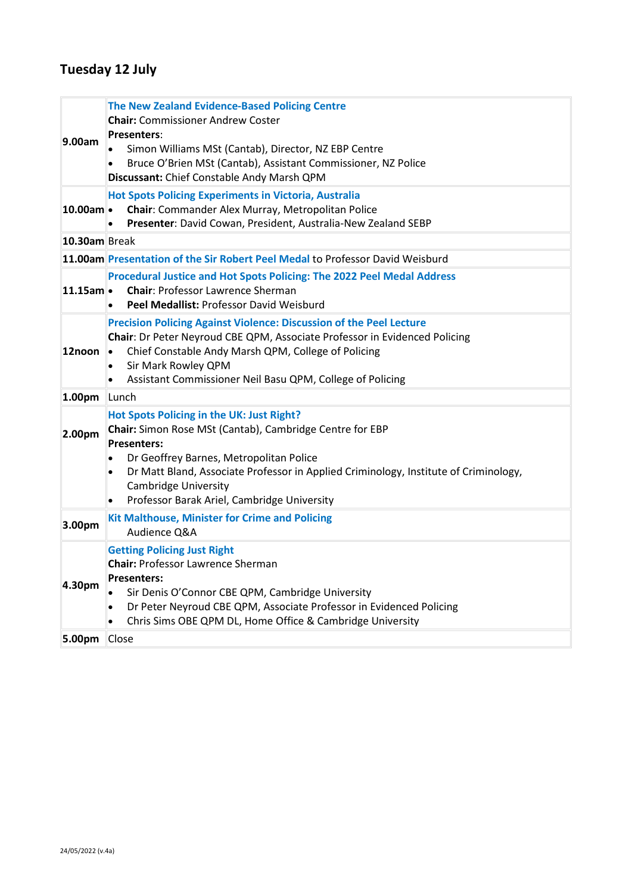## Tuesday 12 July

| | |
|---|---|
| **9.00am** | **The New Zealand Evidence-Based Policing Centre**<br>**Chair:** Commissioner Andrew Coster<br>**Presenters**:<br>• Simon Williams MSt (Cantab), Director, NZ EBP Centre<br>• Bruce O'Brien MSt (Cantab), Assistant Commissioner, NZ Police<br>**Discussant:** Chief Constable Andy Marsh QPM |
| **10.00am** | **Hot Spots Policing Experiments in Victoria, Australia**<br>• **Chair**: Commander Alex Murray, Metropolitan Police<br>• **Presenter**: David Cowan, President, Australia-New Zealand SEBP |
| **10.30am** | Break |
| **11.00am** | **Presentation of the Sir Robert Peel Medal** to Professor David Weisburd |
| **11.15am** | **Procedural Justice and Hot Spots Policing: The 2022 Peel Medal Address**<br>• **Chair**: Professor Lawrence Sherman<br>• **Peel Medallist:** Professor David Weisburd |
| **12noon** | **Precision Policing Against Violence: Discussion of the Peel Lecture**<br>**Chair**: Dr Peter Neyroud CBE QPM, Associate Professor in Evidenced Policing<br>• Chief Constable Andy Marsh QPM, College of Policing<br>• Sir Mark Rowley QPM<br>• Assistant Commissioner Neil Basu QPM, College of Policing |
| **1.00pm** | Lunch |
| **2.00pm** | **Hot Spots Policing in the UK: Just Right?**<br>**Chair:** Simon Rose MSt (Cantab), Cambridge Centre for EBP<br>**Presenters:**<br>• Dr Geoffrey Barnes, Metropolitan Police<br>• Dr Matt Bland, Associate Professor in Applied Criminology, Institute of Criminology, Cambridge University<br>• Professor Barak Ariel, Cambridge University |
| **3.00pm** | **Kit Malthouse, Minister for Crime and Policing**<br>Audience Q&A |
| **4.30pm** | **Getting Policing Just Right**<br>**Chair:** Professor Lawrence Sherman<br>**Presenters:**<br>• Sir Denis O'Connor CBE QPM, Cambridge University<br>• Dr Peter Neyroud CBE QPM, Associate Professor in Evidenced Policing<br>• Chris Sims OBE QPM DL, Home Office & Cambridge University |
| **5.00pm** | Close |

24/05/2022 (v.4a)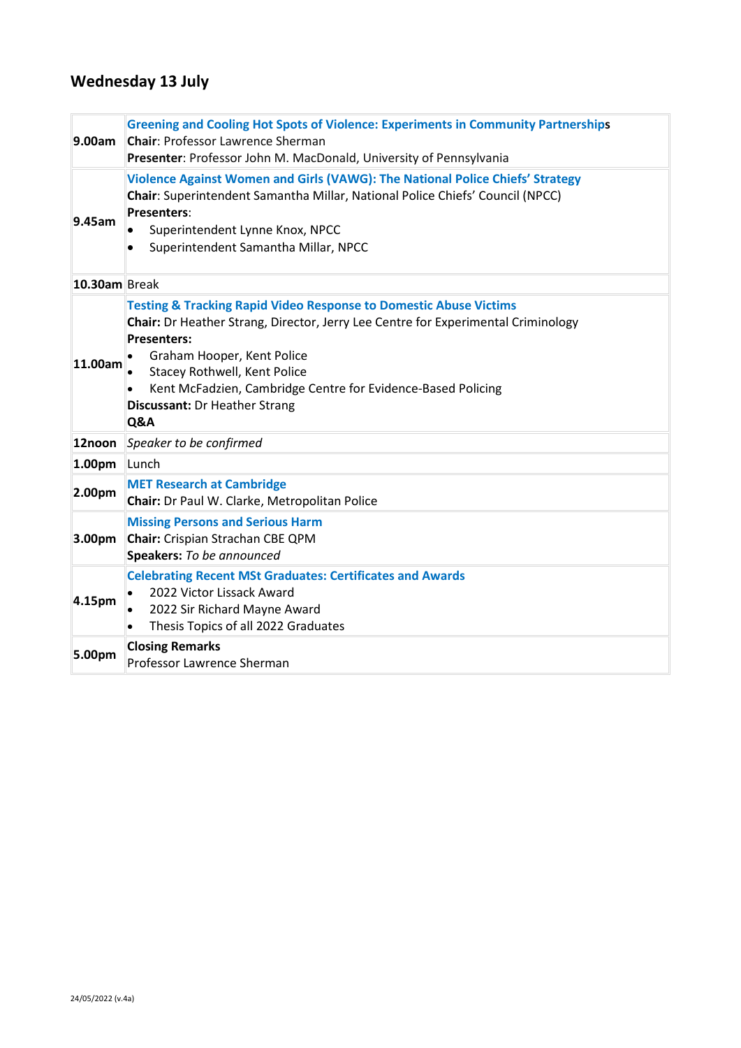## Wednesday 13 July

| | |
|---|---|
| **9.00am** | **Greening and Cooling Hot Spots of Violence: Experiments in Community Partnerships**<br>**Chair**: Professor Lawrence Sherman<br>**Presenter**: Professor John M. MacDonald, University of Pennsylvania |
| **9.45am** | **Violence Against Women and Girls (VAWG): The National Police Chiefs' Strategy**<br>**Chair**: Superintendent Samantha Millar, National Police Chiefs' Council (NPCC)<br>**Presenters**:<br>• Superintendent Lynne Knox, NPCC<br>• Superintendent Samantha Millar, NPCC |
| **10.30am** | Break |
| **11.00am** | **Testing & Tracking Rapid Video Response to Domestic Abuse Victims**<br>**Chair:** Dr Heather Strang, Director, Jerry Lee Centre for Experimental Criminology<br>**Presenters:**<br>• Graham Hooper, Kent Police<br>• Stacey Rothwell, Kent Police<br>• Kent McFadzien, Cambridge Centre for Evidence-Based Policing<br>**Discussant:** Dr Heather Strang<br>**Q&A** |
| **12noon** | *Speaker to be confirmed* |
| **1.00pm** | Lunch |
| **2.00pm** | **MET Research at Cambridge**<br>**Chair:** Dr Paul W. Clarke, Metropolitan Police |
| **3.00pm** | **Missing Persons and Serious Harm**<br>**Chair:** Crispian Strachan CBE QPM<br>**Speakers:** *To be announced* |
| **4.15pm** | **Celebrating Recent MSt Graduates: Certificates and Awards**<br>• 2022 Victor Lissack Award<br>• 2022 Sir Richard Mayne Award<br>• Thesis Topics of all 2022 Graduates |
| **5.00pm** | **Closing Remarks**<br>Professor Lawrence Sherman |

24/05/2022 (v.4a)